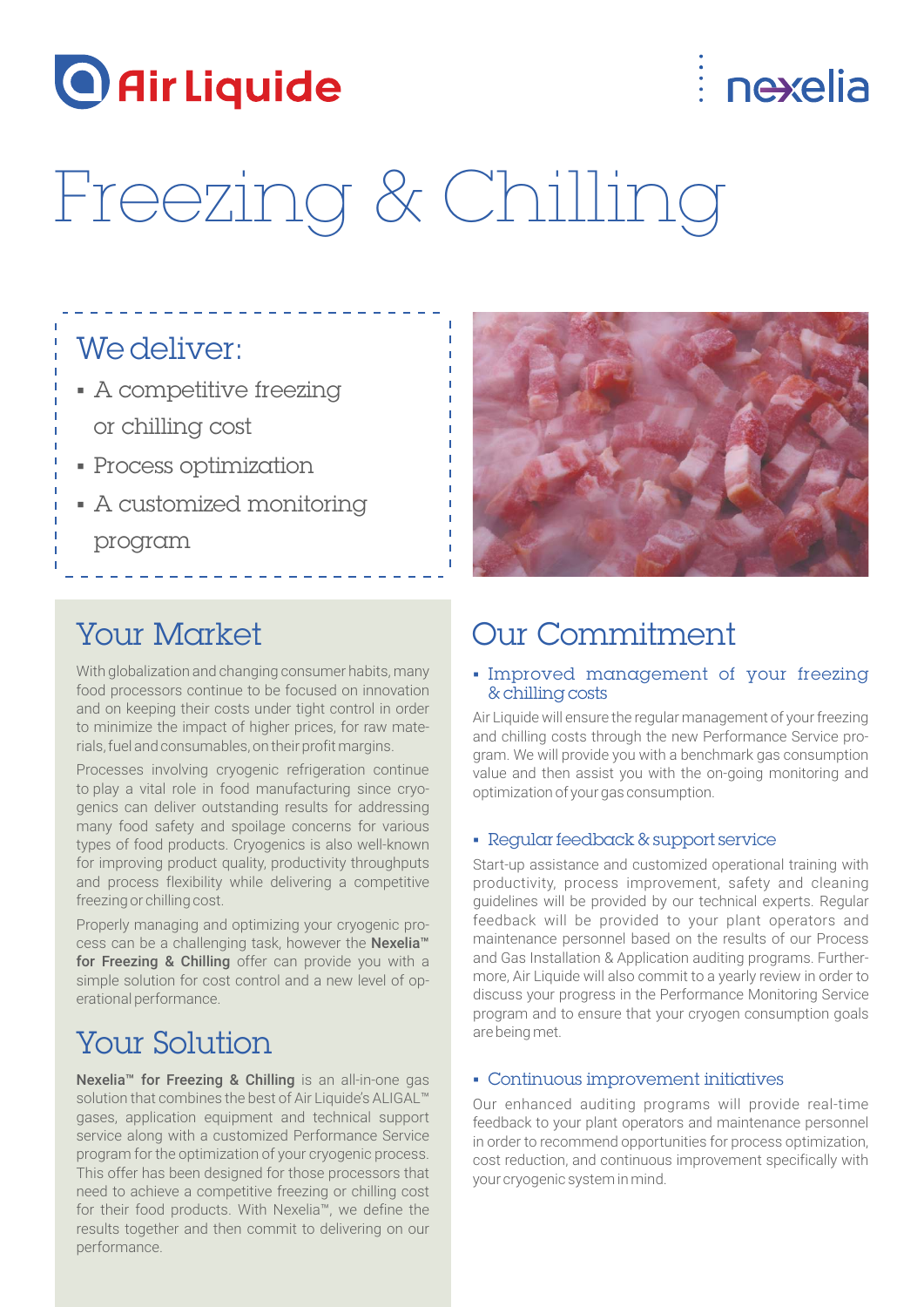Air Liquide

nexelia

# Freezing & Chilling

## We deliver:

- A competitive freezing or chilling cost
- Process optimization
- A customized monitoring program

## Your Market

With globalization and changing consumer habits, many food processors continue to be focused on innovation and on keeping their costs under tight control in order to minimize the impact of higher prices, for raw materials, fuel and consumables, on their profit margins.

Processes involving cryogenic refrigeration continue to play a vital role in food manufacturing since cryogenics can deliver outstanding results for addressing many food safety and spoilage concerns for various types of food products. Cryogenics is also well-known for improving product quality, productivity throughputs and process flexibility while delivering a competitive freezing or chilling cost.

Properly managing and optimizing your cryogenic process can be a challenging task, however the **Nexelia™ for Freezing & Chilling** offer can provide you with a simple solution for cost control and a new level of operational performance.

## Your Solution

**Nexelia™ for Freezing & Chilling** is an all-in-one gas solution that combines the best of Air Liquide's ALIGAL™ gases, application equipment and technical support service along with a customized Performance Service program for the optimization of your cryogenic process. This offer has been designed for those processors that need to achieve a competitive freezing or chilling cost for their food products. With Nexelia™, we define the results together and then commit to delivering on our performance.

## Our Commitment

### ▪ Improved management of your freezing & chilling costs

Air Liquide will ensure the regular management of your freezing and chilling costs through the new Performance Service program. We will provide you with a benchmark gas consumption value and then assist you with the on-going monitoring and optimization of your gas consumption.

### ▪ Regular feedback & support service

Start-up assistance and customized operational training with productivity, process improvement, safety and cleaning guidelines will be provided by our technical experts. Regular feedback will be provided to your plant operators and maintenance personnel based on the results of our Process and Gas Installation & Application auditing programs. Furthermore, Air Liquide will also commit to a yearly review in order to discuss your progress in the Performance Monitoring Service program and to ensure that your cryogen consumption goals are being met.

### ▪ Continuous improvement initiatives

Our enhanced auditing programs will provide real-time feedback to your plant operators and maintenance personnel in order to recommend opportunities for process optimization, cost reduction, and continuous improvement specifically with your cryogenic system in mind.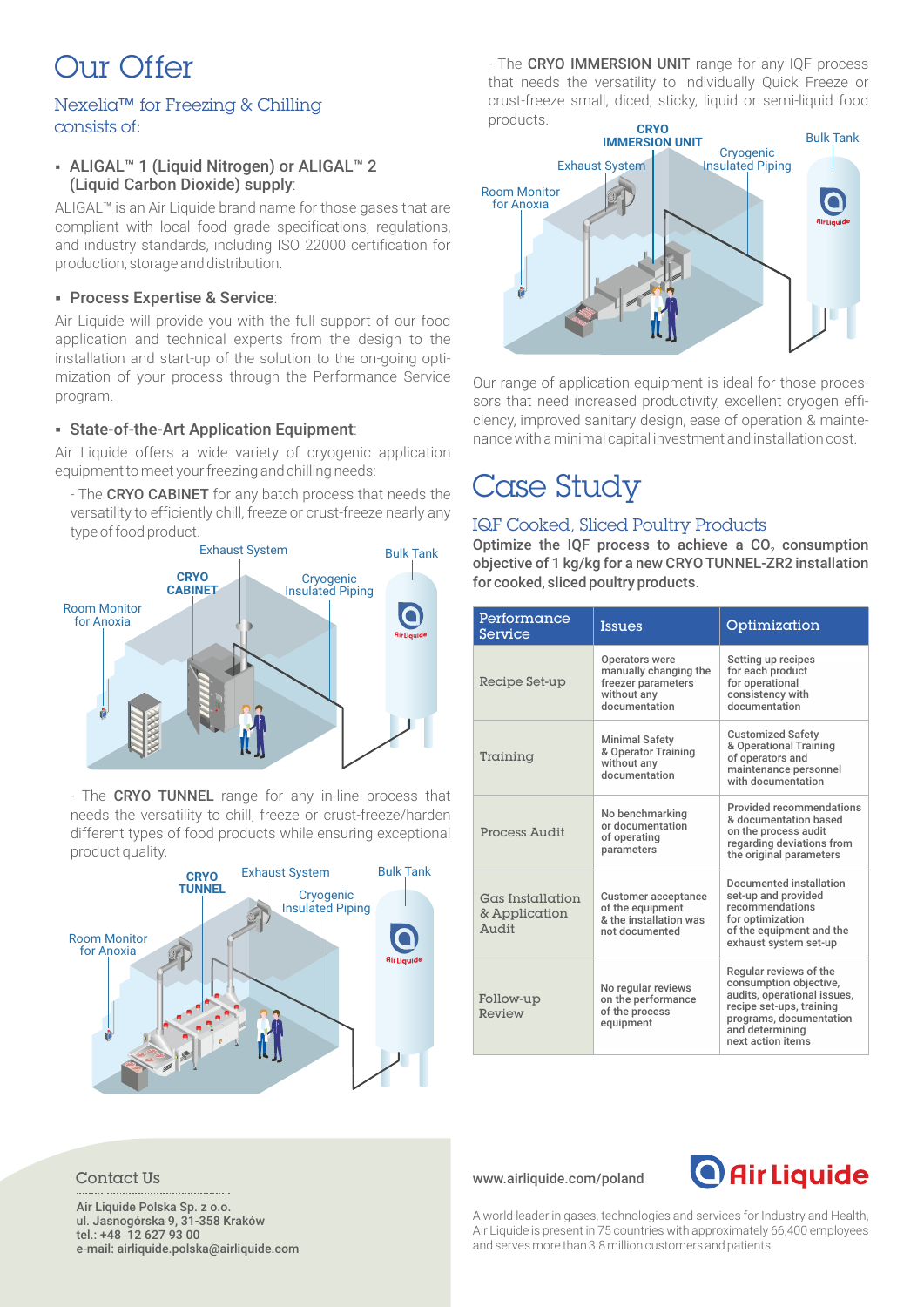# Our Offer

## Nexelia™ for Freezing & Chilling consists of:

- **ALIGAL™ 1 (Liquid Nitrogen) or ALIGAL™ 2 (Liquid Carbon Dioxide) supply**:

ALIGAL™ is an Air Liquide brand name for those gases that are compliant with local food grade specifications, regulations, and industry standards, including ISO 22000 certification for production, storage and distribution.

- **Process Expertise & Service**:

Air Liquide will provide you with the full support of our food application and technical experts from the design to the installation and start-up of the solution to the on-going optimization of your process through the Performance Service program.

- **State-of-the-Art Application Equipment**:

Air Liquide offers a wide variety of cryogenic application equipment to meet your freezing and chilling needs:

- The **CRYO CABINET** for any batch process that needs the versatility to efficiently chill, freeze or crust-freeze nearly any type of food product.

Exhaust System
Bulk Tank
CRYO CABINET
Cryogenic Insulated Piping
Room Monitor for Anoxia

- The **CRYO TUNNEL** range for any in-line process that needs the versatility to chill, freeze or crust-freeze/harden different types of food products while ensuring exceptional product quality.

CRYO TUNNEL
Exhaust System
Bulk Tank
Cryogenic Insulated Piping
Room Monitor for Anoxia

- The **CRYO IMMERSION UNIT** range for any IQF process that needs the versatility to Individually Quick Freeze or crust-freeze small, diced, sticky, liquid or semi-liquid food products.

CRYO IMMERSION UNIT
Bulk Tank
Cryogenic Insulated Piping
Exhaust System
Room Monitor for Anoxia

Our range of application equipment is ideal for those processors that need increased productivity, excellent cryogen efficiency, improved sanitary design, ease of operation & maintenance with a minimal capital investment and installation cost.

# Case Study

## IQF Cooked, Sliced Poultry Products

**Optimize the IQF process to achieve a $CO_2$ consumption objective of 1 kg/kg for a new CRYO TUNNEL-ZR2 installation for cooked, sliced poultry products.**

| Performance Service | Issues | Optimization |
|---|---|---|
| Recipe Set-up | Operators were manually changing the freezer parameters without any documentation | Setting up recipes for each product for operational consistency with documentation |
| Training | Minimal Safety & Operator Training without any documentation | Customized Safety & Operational Training of operators and maintenance personnel with documentation |
| Process Audit | No benchmarking or documentation of operating parameters | Provided recommendations & documentation based on the process audit regarding deviations from the original parameters |
| Gas Installation & Application Audit | Customer acceptance of the equipment & the installation was not documented | Documented installation set-up and provided recommendations for optimization of the equipment and the exhaust system set-up |
| Follow-up Review | No regular reviews on the performance of the process equipment | Regular reviews of the consumption objective, audits, operational issues, recipe set-ups, training programs, documentation and determining next action items |

### Contact Us

Air Liquide Polska Sp. z o.o.
ul. Jasnogórska 9, 31-358 Kraków
tel.: +48 12 627 93 00
e-mail: airliquide.polska@airliquide.com

www.airliquide.com/poland

Air Liquide

A world leader in gases, technologies and services for Industry and Health, Air Liquide is present in 75 countries with approximately 66,400 employees and serves more than 3.8 million customers and patients.